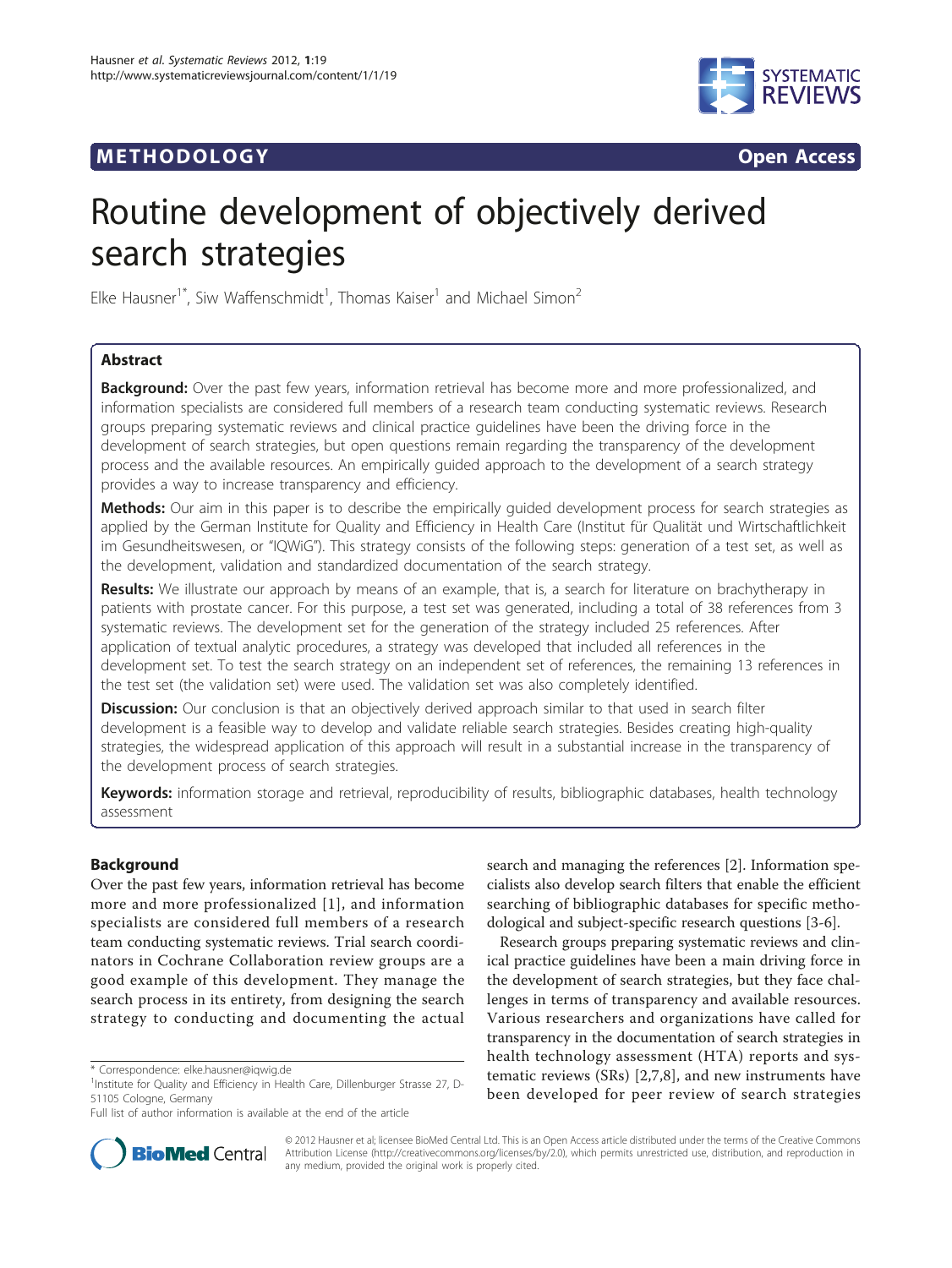**METHODOLOGY** **Open Access**

# Routine development of objectively derived search strategies

Elke Hausner[1*], Siw Waffenschmidt[1], Thomas Kaiser[1] and Michael Simon[2]

## Abstract

**Background:** Over the past few years, information retrieval has become more and more professionalized, and information specialists are considered full members of a research team conducting systematic reviews. Research groups preparing systematic reviews and clinical practice guidelines have been the driving force in the development of search strategies, but open questions remain regarding the transparency of the development process and the available resources. An empirically guided approach to the development of a search strategy provides a way to increase transparency and efficiency.

**Methods:** Our aim in this paper is to describe the empirically guided development process for search strategies as applied by the German Institute for Quality and Efficiency in Health Care (Institut für Qualität und Wirtschaftlichkeit im Gesundheitswesen, or "IQWiG"). This strategy consists of the following steps: generation of a test set, as well as the development, validation and standardized documentation of the search strategy.

**Results:** We illustrate our approach by means of an example, that is, a search for literature on brachytherapy in patients with prostate cancer. For this purpose, a test set was generated, including a total of 38 references from 3 systematic reviews. The development set for the generation of the strategy included 25 references. After application of textual analytic procedures, a strategy was developed that included all references in the development set. To test the search strategy on an independent set of references, the remaining 13 references in the test set (the validation set) were used. The validation set was also completely identified.

**Discussion:** Our conclusion is that an objectively derived approach similar to that used in search filter development is a feasible way to develop and validate reliable search strategies. Besides creating high-quality strategies, the widespread application of this approach will result in a substantial increase in the transparency of the development process of search strategies.

**Keywords:** information storage and retrieval, reproducibility of results, bibliographic databases, health technology assessment

## Background

Over the past few years, information retrieval has become more and more professionalized [1], and information specialists are considered full members of a research team conducting systematic reviews. Trial search coordinators in Cochrane Collaboration review groups are a good example of this development. They manage the search process in its entirety, from designing the search strategy to conducting and documenting the actual search and managing the references [2]. Information specialists also develop search filters that enable the efficient searching of bibliographic databases for specific methodological and subject-specific research questions [3-6].

Research groups preparing systematic reviews and clinical practice guidelines have been a main driving force in the development of search strategies, but they face challenges in terms of transparency and available resources. Various researchers and organizations have called for transparency in the documentation of search strategies in health technology assessment (HTA) reports and systematic reviews (SRs) [2,7,8], and new instruments have been developed for peer review of search strategies

\* Correspondence: elke.hausner@iqwig.de

[1]Institute for Quality and Efficiency in Health Care, Dillenburger Strasse 27, D-51105 Cologne, Germany

Full list of author information is available at the end of the article

© 2012 Hausner et al; licensee BioMed Central Ltd. This is an Open Access article distributed under the terms of the Creative Commons Attribution License (http://creativecommons.org/licenses/by/2.0), which permits unrestricted use, distribution, and reproduction in any medium, provided the original work is properly cited.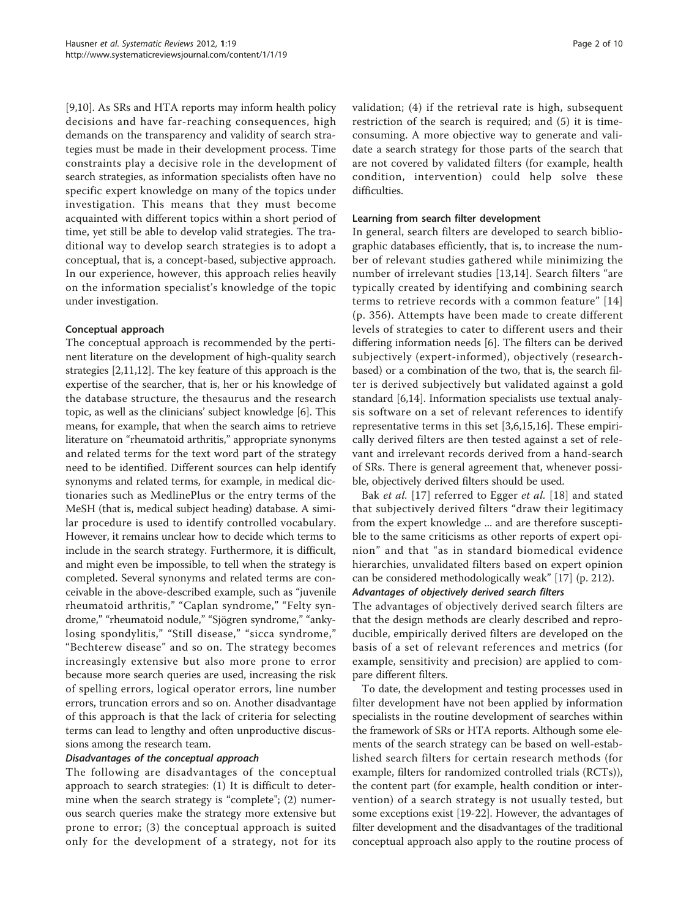[9,10]. As SRs and HTA reports may inform health policy decisions and have far-reaching consequences, high demands on the transparency and validity of search strategies must be made in their development process. Time constraints play a decisive role in the development of search strategies, as information specialists often have no specific expert knowledge on many of the topics under investigation. This means that they must become acquainted with different topics within a short period of time, yet still be able to develop valid strategies. The traditional way to develop search strategies is to adopt a conceptual, that is, a concept-based, subjective approach. In our experience, however, this approach relies heavily on the information specialist's knowledge of the topic under investigation.

### Conceptual approach

The conceptual approach is recommended by the pertinent literature on the development of high-quality search strategies [2,11,12]. The key feature of this approach is the expertise of the searcher, that is, her or his knowledge of the database structure, the thesaurus and the research topic, as well as the clinicians' subject knowledge [6]. This means, for example, that when the search aims to retrieve literature on "rheumatoid arthritis," appropriate synonyms and related terms for the text word part of the strategy need to be identified. Different sources can help identify synonyms and related terms, for example, in medical dictionaries such as MedlinePlus or the entry terms of the MeSH (that is, medical subject heading) database. A similar procedure is used to identify controlled vocabulary. However, it remains unclear how to decide which terms to include in the search strategy. Furthermore, it is difficult, and might even be impossible, to tell when the strategy is completed. Several synonyms and related terms are conceivable in the above-described example, such as "juvenile rheumatoid arthritis," "Caplan syndrome," "Felty syndrome," "rheumatoid nodule," "Sjögren syndrome," "ankylosing spondylitis," "Still disease," "sicca syndrome," "Bechterew disease" and so on. The strategy becomes increasingly extensive but also more prone to error because more search queries are used, increasing the risk of spelling errors, logical operator errors, line number errors, truncation errors and so on. Another disadvantage of this approach is that the lack of criteria for selecting terms can lead to lengthy and often unproductive discussions among the research team.

#### *Disadvantages of the conceptual approach*

The following are disadvantages of the conceptual approach to search strategies: (1) It is difficult to determine when the search strategy is "complete"; (2) numerous search queries make the strategy more extensive but prone to error; (3) the conceptual approach is suited only for the development of a strategy, not for its validation; (4) if the retrieval rate is high, subsequent restriction of the search is required; and (5) it is time-consuming. A more objective way to generate and validate a search strategy for those parts of the search that are not covered by validated filters (for example, health condition, intervention) could help solve these difficulties.

### Learning from search filter development

In general, search filters are developed to search bibliographic databases efficiently, that is, to increase the number of relevant studies gathered while minimizing the number of irrelevant studies [13,14]. Search filters "are typically created by identifying and combining search terms to retrieve records with a common feature" [14] (p. 356). Attempts have been made to create different levels of strategies to cater to different users and their differing information needs [6]. The filters can be derived subjectively (expert-informed), objectively (research-based) or a combination of the two, that is, the search filter is derived subjectively but validated against a gold standard [6,14]. Information specialists use textual analysis software on a set of relevant references to identify representative terms in this set [3,6,15,16]. These empirically derived filters are then tested against a set of relevant and irrelevant records derived from a hand-search of SRs. There is general agreement that, whenever possible, objectively derived filters should be used.

Bak *et al.* [17] referred to Egger *et al.* [18] and stated that subjectively derived filters "draw their legitimacy from the expert knowledge ... and are therefore susceptible to the same criticisms as other reports of expert opinion" and that "as in standard biomedical evidence hierarchies, unvalidated filters based on expert opinion can be considered methodologically weak" [17] (p. 212).

#### *Advantages of objectively derived search filters*

The advantages of objectively derived search filters are that the design methods are clearly described and reproducible, empirically derived filters are developed on the basis of a set of relevant references and metrics (for example, sensitivity and precision) are applied to compare different filters.

To date, the development and testing processes used in filter development have not been applied by information specialists in the routine development of searches within the framework of SRs or HTA reports. Although some elements of the search strategy can be based on well-established search filters for certain research methods (for example, filters for randomized controlled trials (RCTs)), the content part (for example, health condition or intervention) of a search strategy is not usually tested, but some exceptions exist [19-22]. However, the advantages of filter development and the disadvantages of the traditional conceptual approach also apply to the routine process of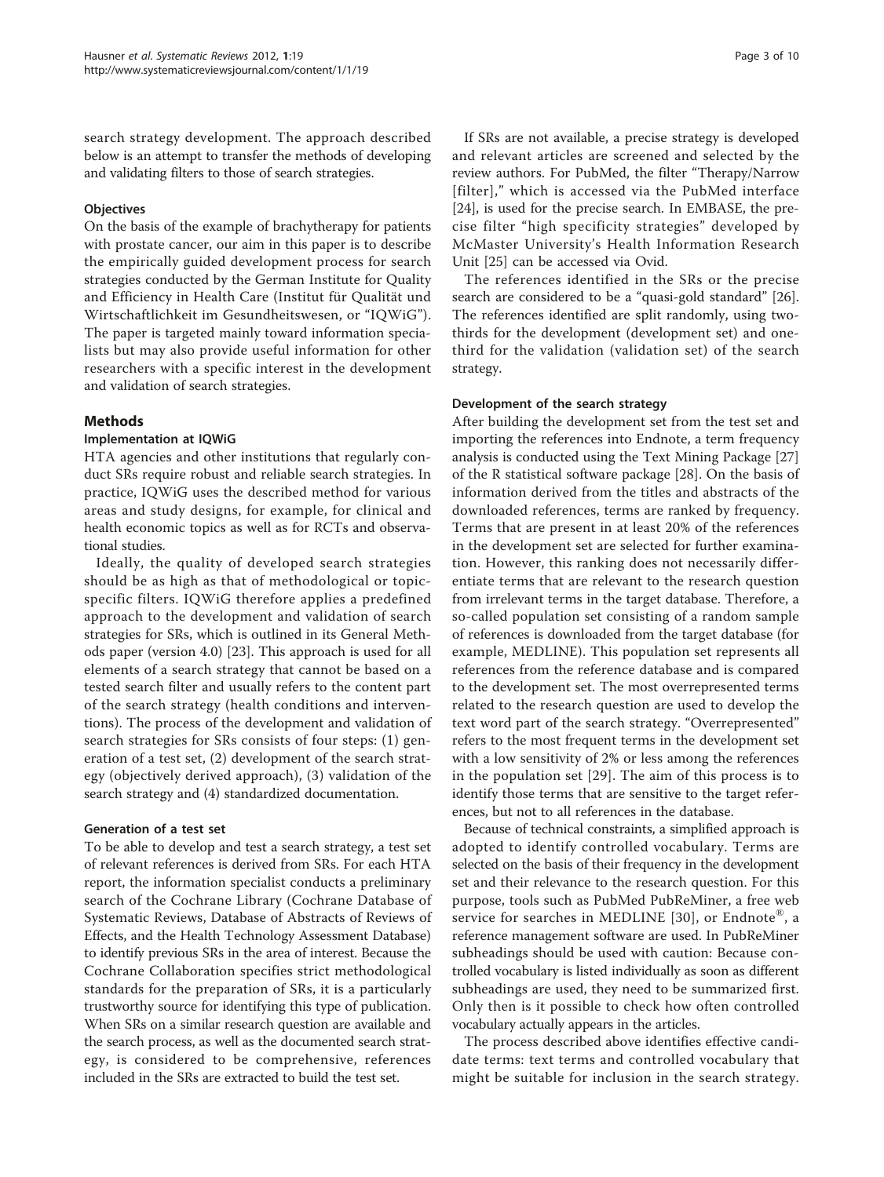search strategy development. The approach described below is an attempt to transfer the methods of developing and validating filters to those of search strategies.

### Objectives

On the basis of the example of brachytherapy for patients with prostate cancer, our aim in this paper is to describe the empirically guided development process for search strategies conducted by the German Institute for Quality and Efficiency in Health Care (Institut für Qualität und Wirtschaftlichkeit im Gesundheitswesen, or "IQWiG"). The paper is targeted mainly toward information specialists but may also provide useful information for other researchers with a specific interest in the development and validation of search strategies.

## Methods

### Implementation at IQWiG

HTA agencies and other institutions that regularly conduct SRs require robust and reliable search strategies. In practice, IQWiG uses the described method for various areas and study designs, for example, for clinical and health economic topics as well as for RCTs and observational studies.

Ideally, the quality of developed search strategies should be as high as that of methodological or topic-specific filters. IQWiG therefore applies a predefined approach to the development and validation of search strategies for SRs, which is outlined in its General Methods paper (version 4.0) [23]. This approach is used for all elements of a search strategy that cannot be based on a tested search filter and usually refers to the content part of the search strategy (health conditions and interventions). The process of the development and validation of search strategies for SRs consists of four steps: (1) generation of a test set, (2) development of the search strategy (objectively derived approach), (3) validation of the search strategy and (4) standardized documentation.

### Generation of a test set

To be able to develop and test a search strategy, a test set of relevant references is derived from SRs. For each HTA report, the information specialist conducts a preliminary search of the Cochrane Library (Cochrane Database of Systematic Reviews, Database of Abstracts of Reviews of Effects, and the Health Technology Assessment Database) to identify previous SRs in the area of interest. Because the Cochrane Collaboration specifies strict methodological standards for the preparation of SRs, it is a particularly trustworthy source for identifying this type of publication. When SRs on a similar research question are available and the search process, as well as the documented search strategy, is considered to be comprehensive, references included in the SRs are extracted to build the test set.

If SRs are not available, a precise strategy is developed and relevant articles are screened and selected by the review authors. For PubMed, the filter "Therapy/Narrow [filter]," which is accessed via the PubMed interface [24], is used for the precise search. In EMBASE, the precise filter "high specificity strategies" developed by McMaster University's Health Information Research Unit [25] can be accessed via Ovid.

The references identified in the SRs or the precise search are considered to be a "quasi-gold standard" [26]. The references identified are split randomly, using two-thirds for the development (development set) and one-third for the validation (validation set) of the search strategy.

### Development of the search strategy

After building the development set from the test set and importing the references into Endnote, a term frequency analysis is conducted using the Text Mining Package [27] of the R statistical software package [28]. On the basis of information derived from the titles and abstracts of the downloaded references, terms are ranked by frequency. Terms that are present in at least 20% of the references in the development set are selected for further examination. However, this ranking does not necessarily differentiate terms that are relevant to the research question from irrelevant terms in the target database. Therefore, a so-called population set consisting of a random sample of references is downloaded from the target database (for example, MEDLINE). This population set represents all references from the reference database and is compared to the development set. The most overrepresented terms related to the research question are used to develop the text word part of the search strategy. "Overrepresented" refers to the most frequent terms in the development set with a low sensitivity of 2% or less among the references in the population set [29]. The aim of this process is to identify those terms that are sensitive to the target references, but not to all references in the database.

Because of technical constraints, a simplified approach is adopted to identify controlled vocabulary. Terms are selected on the basis of their frequency in the development set and their relevance to the research question. For this purpose, tools such as PubMed PubReMiner, a free web service for searches in MEDLINE [30], or Endnote®, a reference management software are used. In PubReMiner subheadings should be used with caution: Because controlled vocabulary is listed individually as soon as different subheadings are used, they need to be summarized first. Only then is it possible to check how often controlled vocabulary actually appears in the articles.

The process described above identifies effective candidate terms: text terms and controlled vocabulary that might be suitable for inclusion in the search strategy.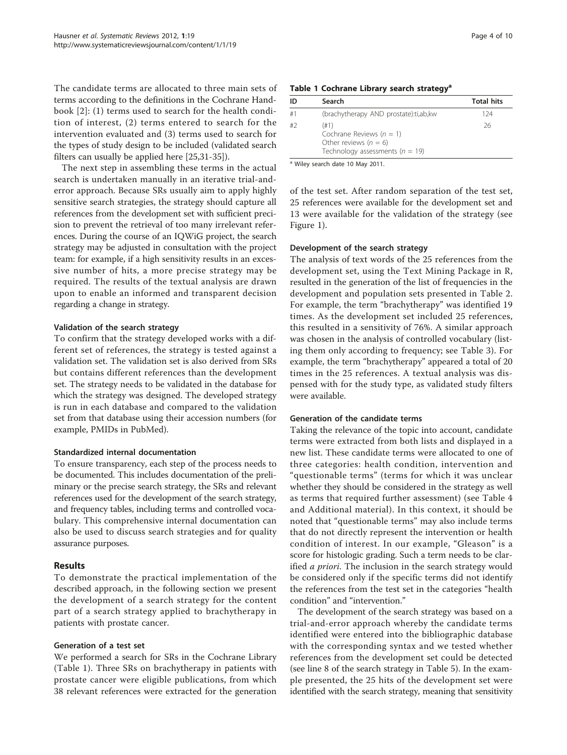The candidate terms are allocated to three main sets of terms according to the definitions in the Cochrane Handbook [2]: (1) terms used to search for the health condition of interest, (2) terms entered to search for the intervention evaluated and (3) terms used to search for the types of study design to be included (validated search filters can usually be applied here [25,31-35]).

The next step in assembling these terms in the actual search is undertaken manually in an iterative trial-and-error approach. Because SRs usually aim to apply highly sensitive search strategies, the strategy should capture all references from the development set with sufficient precision to prevent the retrieval of too many irrelevant references. During the course of an IQWiG project, the search strategy may be adjusted in consultation with the project team: for example, if a high sensitivity results in an excessive number of hits, a more precise strategy may be required. The results of the textual analysis are drawn upon to enable an informed and transparent decision regarding a change in strategy.

#### Validation of the search strategy

To confirm that the strategy developed works with a different set of references, the strategy is tested against a validation set. The validation set is also derived from SRs but contains different references than the development set. The strategy needs to be validated in the database for which the strategy was designed. The developed strategy is run in each database and compared to the validation set from that database using their accession numbers (for example, PMIDs in PubMed).

#### Standardized internal documentation

To ensure transparency, each step of the process needs to be documented. This includes documentation of the preliminary or the precise search strategy, the SRs and relevant references used for the development of the search strategy, and frequency tables, including terms and controlled vocabulary. This comprehensive internal documentation can also be used to discuss search strategies and for quality assurance purposes.

## Results

To demonstrate the practical implementation of the described approach, in the following section we present the development of a search strategy for the content part of a search strategy applied to brachytherapy in patients with prostate cancer.

#### Generation of a test set

We performed a search for SRs in the Cochrane Library (Table 1). Three SRs on brachytherapy in patients with prostate cancer were eligible publications, from which 38 relevant references were extracted for the generation of the test set. After random separation of the test set, 25 references were available for the development set and 13 were available for the validation of the strategy (see Figure 1).

**Table 1 Cochrane Library search strategy[a]**

| ID | Search | Total hits |
|---|---|---|
| #1 | (brachytherapy AND prostate):ti,ab,kw | 124 |
| #2 | (#1)<br>Cochrane Reviews (*n* = 1)<br>Other reviews (*n* = 6)<br>Technology assessments (*n* = 19) | 26 |

[a] Wiley search date 10 May 2011.

#### Development of the search strategy

The analysis of text words of the 25 references from the development set, using the Text Mining Package in R, resulted in the generation of the list of frequencies in the development and population sets presented in Table 2. For example, the term "brachytherapy" was identified 19 times. As the development set included 25 references, this resulted in a sensitivity of 76%. A similar approach was chosen in the analysis of controlled vocabulary (listing them only according to frequency; see Table 3). For example, the term "brachytherapy" appeared a total of 20 times in the 25 references. A textual analysis was dispensed with for the study type, as validated study filters were available.

#### Generation of the candidate terms

Taking the relevance of the topic into account, candidate terms were extracted from both lists and displayed in a new list. These candidate terms were allocated to one of three categories: health condition, intervention and "questionable terms" (terms for which it was unclear whether they should be considered in the strategy as well as terms that required further assessment) (see Table 4 and Additional material). In this context, it should be noted that "questionable terms" may also include terms that do not directly represent the intervention or health condition of interest. In our example, "Gleason" is a score for histologic grading. Such a term needs to be clarified *a priori*. The inclusion in the search strategy would be considered only if the specific terms did not identify the references from the test set in the categories "health condition" and "intervention."

The development of the search strategy was based on a trial-and-error approach whereby the candidate terms identified were entered into the bibliographic database with the corresponding syntax and we tested whether references from the development set could be detected (see line 8 of the search strategy in Table 5). In the example presented, the 25 hits of the development set were identified with the search strategy, meaning that sensitivity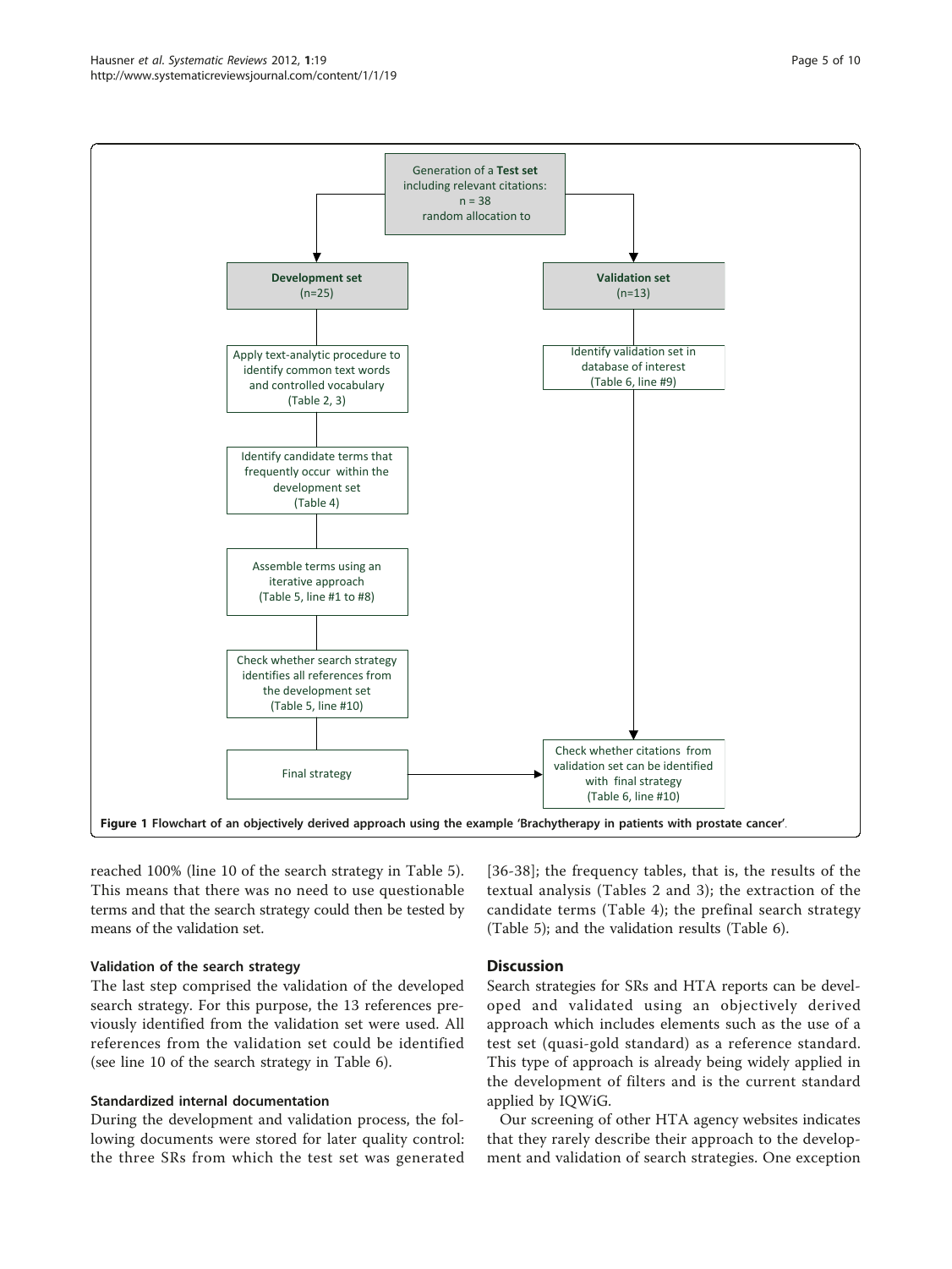Generation of a **Test set** including relevant citations: n = 38 random allocation to

**Development set** (n=25)

- Apply text-analytic procedure to identify common text words and controlled vocabulary (Table 2, 3)
- Identify candidate terms that frequently occur within the development set (Table 4)
- Assemble terms using an iterative approach (Table 5, line #1 to #8)
- Check whether search strategy identifies all references from the development set (Table 5, line #10)
- Final strategy

**Validation set** (n=13)

- Identify validation set in database of interest (Table 6, line #9)
- Check whether citations from validation set can be identified with final strategy (Table 6, line #10)

**Figure 1 Flowchart of an objectively derived approach using the example 'Brachytherapy in patients with prostate cancer'.**

reached 100% (line 10 of the search strategy in Table 5). This means that there was no need to use questionable terms and that the search strategy could then be tested by means of the validation set.

### Validation of the search strategy

The last step comprised the validation of the developed search strategy. For this purpose, the 13 references previously identified from the validation set were used. All references from the validation set could be identified (see line 10 of the search strategy in Table 6).

### Standardized internal documentation

During the development and validation process, the following documents were stored for later quality control: the three SRs from which the test set was generated [36-38]; the frequency tables, that is, the results of the textual analysis (Tables 2 and 3); the extraction of the candidate terms (Table 4); the prefinal search strategy (Table 5); and the validation results (Table 6).

## Discussion

Search strategies for SRs and HTA reports can be developed and validated using an objectively derived approach which includes elements such as the use of a test set (quasi-gold standard) as a reference standard. This type of approach is already being widely applied in the development of filters and is the current standard applied by IQWiG.

Our screening of other HTA agency websites indicates that they rarely describe their approach to the development and validation of search strategies. One exception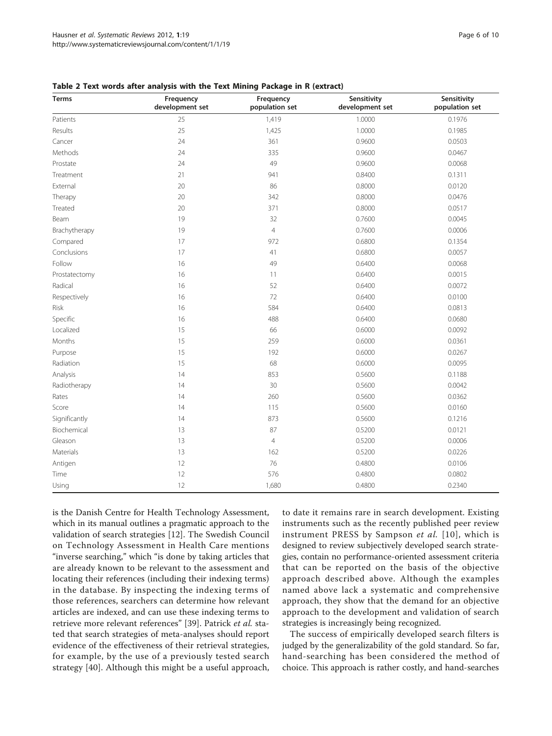**Table 2 Text words after analysis with the Text Mining Package in R (extract)**

| Terms | Frequency development set | Frequency population set | Sensitivity development set | Sensitivity population set |
|---|---|---|---|---|
| Patients | 25 | 1,419 | 1.0000 | 0.1976 |
| Results | 25 | 1,425 | 1.0000 | 0.1985 |
| Cancer | 24 | 361 | 0.9600 | 0.0503 |
| Methods | 24 | 335 | 0.9600 | 0.0467 |
| Prostate | 24 | 49 | 0.9600 | 0.0068 |
| Treatment | 21 | 941 | 0.8400 | 0.1311 |
| External | 20 | 86 | 0.8000 | 0.0120 |
| Therapy | 20 | 342 | 0.8000 | 0.0476 |
| Treated | 20 | 371 | 0.8000 | 0.0517 |
| Beam | 19 | 32 | 0.7600 | 0.0045 |
| Brachytherapy | 19 | 4 | 0.7600 | 0.0006 |
| Compared | 17 | 972 | 0.6800 | 0.1354 |
| Conclusions | 17 | 41 | 0.6800 | 0.0057 |
| Follow | 16 | 49 | 0.6400 | 0.0068 |
| Prostatectomy | 16 | 11 | 0.6400 | 0.0015 |
| Radical | 16 | 52 | 0.6400 | 0.0072 |
| Respectively | 16 | 72 | 0.6400 | 0.0100 |
| Risk | 16 | 584 | 0.6400 | 0.0813 |
| Specific | 16 | 488 | 0.6400 | 0.0680 |
| Localized | 15 | 66 | 0.6000 | 0.0092 |
| Months | 15 | 259 | 0.6000 | 0.0361 |
| Purpose | 15 | 192 | 0.6000 | 0.0267 |
| Radiation | 15 | 68 | 0.6000 | 0.0095 |
| Analysis | 14 | 853 | 0.5600 | 0.1188 |
| Radiotherapy | 14 | 30 | 0.5600 | 0.0042 |
| Rates | 14 | 260 | 0.5600 | 0.0362 |
| Score | 14 | 115 | 0.5600 | 0.0160 |
| Significantly | 14 | 873 | 0.5600 | 0.1216 |
| Biochemical | 13 | 87 | 0.5200 | 0.0121 |
| Gleason | 13 | 4 | 0.5200 | 0.0006 |
| Materials | 13 | 162 | 0.5200 | 0.0226 |
| Antigen | 12 | 76 | 0.4800 | 0.0106 |
| Time | 12 | 576 | 0.4800 | 0.0802 |
| Using | 12 | 1,680 | 0.4800 | 0.2340 |

is the Danish Centre for Health Technology Assessment, which in its manual outlines a pragmatic approach to the validation of search strategies [12]. The Swedish Council on Technology Assessment in Health Care mentions "inverse searching," which "is done by taking articles that are already known to be relevant to the assessment and locating their references (including their indexing terms) in the database. By inspecting the indexing terms of those references, searchers can determine how relevant articles are indexed, and can use these indexing terms to retrieve more relevant references" [39]. Patrick *et al.* stated that search strategies of meta-analyses should report evidence of the effectiveness of their retrieval strategies, for example, by the use of a previously tested search strategy [40]. Although this might be a useful approach, to date it remains rare in search development. Existing instruments such as the recently published peer review instrument PRESS by Sampson *et al.* [10], which is designed to review subjectively developed search strategies, contain no performance-oriented assessment criteria that can be reported on the basis of the objective approach described above. Although the examples named above lack a systematic and comprehensive approach, they show that the demand for an objective approach to the development and validation of search strategies is increasingly being recognized.

The success of empirically developed search filters is judged by the generalizability of the gold standard. So far, hand-searching has been considered the method of choice. This approach is rather costly, and hand-searches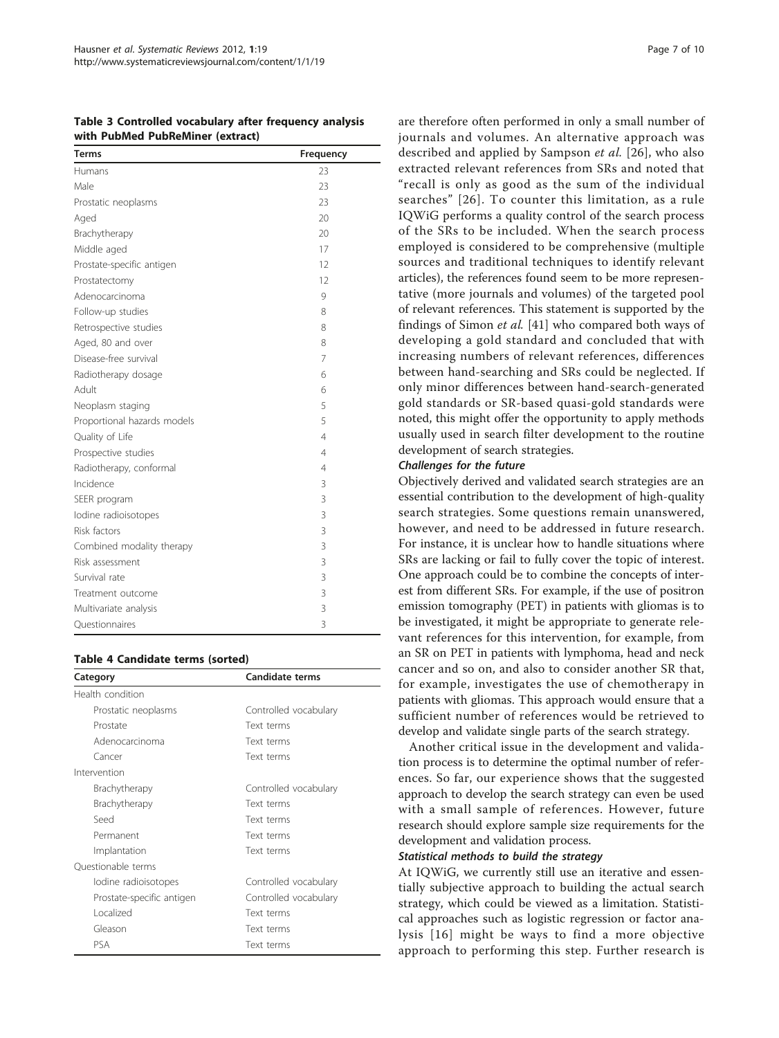**Table 3 Controlled vocabulary after frequency analysis with PubMed PubReMiner (extract)**

| Terms | Frequency |
|---|---|
| Humans | 23 |
| Male | 23 |
| Prostatic neoplasms | 23 |
| Aged | 20 |
| Brachytherapy | 20 |
| Middle aged | 17 |
| Prostate-specific antigen | 12 |
| Prostatectomy | 12 |
| Adenocarcinoma | 9 |
| Follow-up studies | 8 |
| Retrospective studies | 8 |
| Aged, 80 and over | 8 |
| Disease-free survival | 7 |
| Radiotherapy dosage | 6 |
| Adult | 6 |
| Neoplasm staging | 5 |
| Proportional hazards models | 5 |
| Quality of Life | 4 |
| Prospective studies | 4 |
| Radiotherapy, conformal | 4 |
| Incidence | 3 |
| SEER program | 3 |
| Iodine radioisotopes | 3 |
| Risk factors | 3 |
| Combined modality therapy | 3 |
| Risk assessment | 3 |
| Survival rate | 3 |
| Treatment outcome | 3 |
| Multivariate analysis | 3 |
| Questionnaires | 3 |

**Table 4 Candidate terms (sorted)**

| Category | Candidate terms |
|---|---|
| Health condition | |
| Prostatic neoplasms | Controlled vocabulary |
| Prostate | Text terms |
| Adenocarcinoma | Text terms |
| Cancer | Text terms |
| Intervention | |
| Brachytherapy | Controlled vocabulary |
| Brachytherapy | Text terms |
| Seed | Text terms |
| Permanent | Text terms |
| Implantation | Text terms |
| Questionable terms | |
| Iodine radioisotopes | Controlled vocabulary |
| Prostate-specific antigen | Controlled vocabulary |
| Localized | Text terms |
| Gleason | Text terms |
| PSA | Text terms |

are therefore often performed in only a small number of journals and volumes. An alternative approach was described and applied by Sampson *et al.* [26], who also extracted relevant references from SRs and noted that "recall is only as good as the sum of the individual searches" [26]. To counter this limitation, as a rule IQWiG performs a quality control of the search process of the SRs to be included. When the search process employed is considered to be comprehensive (multiple sources and traditional techniques to identify relevant articles), the references found seem to be more representative (more journals and volumes) of the targeted pool of relevant references. This statement is supported by the findings of Simon *et al.* [41] who compared both ways of developing a gold standard and concluded that with increasing numbers of relevant references, differences between hand-searching and SRs could be neglected. If only minor differences between hand-search-generated gold standards or SR-based quasi-gold standards were noted, this might offer the opportunity to apply methods usually used in search filter development to the routine development of search strategies.

#### Challenges for the future

Objectively derived and validated search strategies are an essential contribution to the development of high-quality search strategies. Some questions remain unanswered, however, and need to be addressed in future research. For instance, it is unclear how to handle situations where SRs are lacking or fail to fully cover the topic of interest. One approach could be to combine the concepts of interest from different SRs. For example, if the use of positron emission tomography (PET) in patients with gliomas is to be investigated, it might be appropriate to generate relevant references for this intervention, for example, from an SR on PET in patients with lymphoma, head and neck cancer and so on, and also to consider another SR that, for example, investigates the use of chemotherapy in patients with gliomas. This approach would ensure that a sufficient number of references would be retrieved to develop and validate single parts of the search strategy.

Another critical issue in the development and validation process is to determine the optimal number of references. So far, our experience shows that the suggested approach to develop the search strategy can even be used with a small sample of references. However, future research should explore sample size requirements for the development and validation process.

#### Statistical methods to build the strategy

At IQWiG, we currently still use an iterative and essentially subjective approach to building the actual search strategy, which could be viewed as a limitation. Statistical approaches such as logistic regression or factor analysis [16] might be ways to find a more objective approach to performing this step. Further research is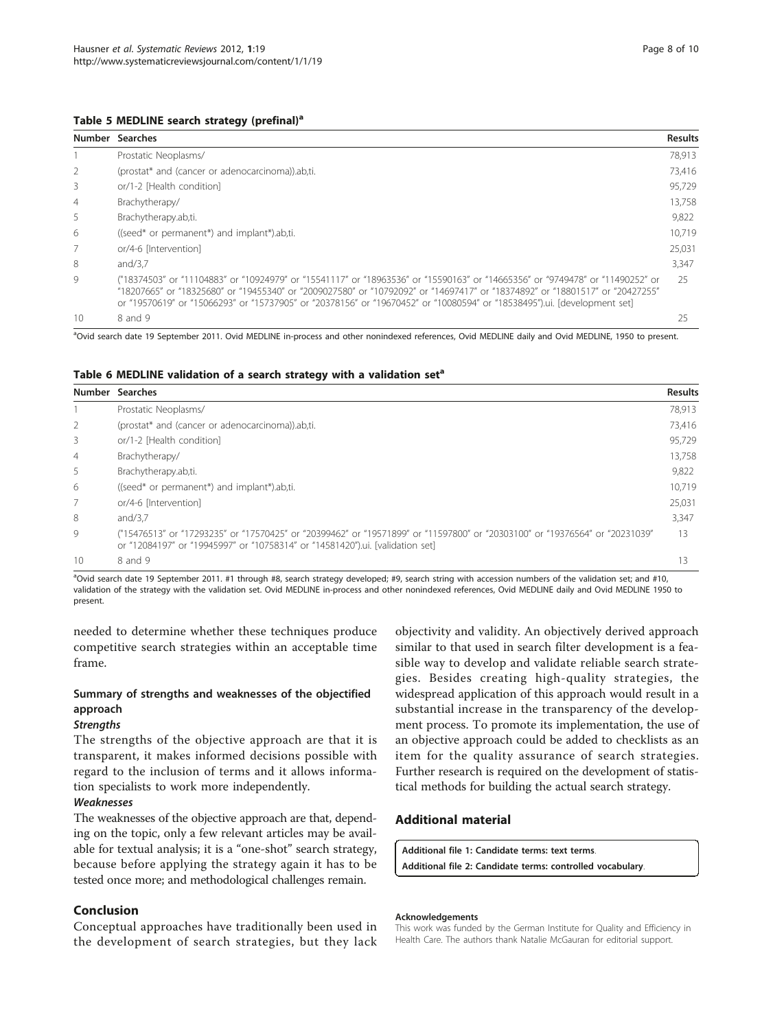**Table 5 MEDLINE search strategy (prefinal)[a]**

| Number | Searches | Results |
|---|---|---|
| 1 | Prostatic Neoplasms/ | 78,913 |
| 2 | (prostat* and (cancer or adenocarcinoma)).ab,ti. | 73,416 |
| 3 | or/1-2 [Health condition] | 95,729 |
| 4 | Brachytherapy/ | 13,758 |
| 5 | Brachytherapy.ab,ti. | 9,822 |
| 6 | ((seed* or permanent*) and implant*).ab,ti. | 10,719 |
| 7 | or/4-6 [Intervention] | 25,031 |
| 8 | and/3,7 | 3,347 |
| 9 | ("18374503" or "11104883" or "10924979" or "15541117" or "18963536" or "15590163" or "14665356" or "9749478" or "11490252" or "18207665" or "18325680" or "19455340" or "2009027580" or "10792092" or "14697417" or "18374892" or "18801517" or "20427255" or "19570619" or "15066293" or "15737905" or "20378156" or "19670452" or "10080594" or "18538495").ui. [development set] | 25 |
| 10 | 8 and 9 | 25 |

[a]Ovid search date 19 September 2011. Ovid MEDLINE in-process and other nonindexed references, Ovid MEDLINE daily and Ovid MEDLINE, 1950 to present.

**Table 6 MEDLINE validation of a search strategy with a validation set[a]**

| Number | Searches | Results |
|---|---|---|
| 1 | Prostatic Neoplasms/ | 78,913 |
| 2 | (prostat* and (cancer or adenocarcinoma)).ab,ti. | 73,416 |
| 3 | or/1-2 [Health condition] | 95,729 |
| 4 | Brachytherapy/ | 13,758 |
| 5 | Brachytherapy.ab,ti. | 9,822 |
| 6 | ((seed* or permanent*) and implant*).ab,ti. | 10,719 |
| 7 | or/4-6 [Intervention] | 25,031 |
| 8 | and/3,7 | 3,347 |
| 9 | ("15476513" or "17293235" or "17570425" or "20399462" or "19571899" or "11597800" or "20303100" or "19376564" or "20231039" or "12084197" or "19945997" or "10758314" or "14581420").ui. [validation set] | 13 |
| 10 | 8 and 9 | 13 |

[a]Ovid search date 19 September 2011. #1 through #8, search strategy developed; #9, search string with accession numbers of the validation set; and #10, validation of the strategy with the validation set. Ovid MEDLINE in-process and other nonindexed references, Ovid MEDLINE daily and Ovid MEDLINE 1950 to present.

needed to determine whether these techniques produce competitive search strategies within an acceptable time frame.

### Summary of strengths and weaknesses of the objectified approach

#### Strengths

The strengths of the objective approach are that it is transparent, it makes informed decisions possible with regard to the inclusion of terms and it allows information specialists to work more independently.

#### Weaknesses

The weaknesses of the objective approach are that, depending on the topic, only a few relevant articles may be available for textual analysis; it is a "one-shot" search strategy, because before applying the strategy again it has to be tested once more; and methodological challenges remain.

## Conclusion

Conceptual approaches have traditionally been used in the development of search strategies, but they lack objectivity and validity. An objectively derived approach similar to that used in search filter development is a feasible way to develop and validate reliable search strategies. Besides creating high-quality strategies, the widespread application of this approach would result in a substantial increase in the transparency of the development process. To promote its implementation, the use of an objective approach could be added to checklists as an item for the quality assurance of search strategies. Further research is required on the development of statistical methods for building the actual search strategy.

## Additional material

**Additional file 1: Candidate terms: text terms**.

**Additional file 2: Candidate terms: controlled vocabulary**.

#### Acknowledgements

This work was funded by the German Institute for Quality and Efficiency in Health Care. The authors thank Natalie McGauran for editorial support.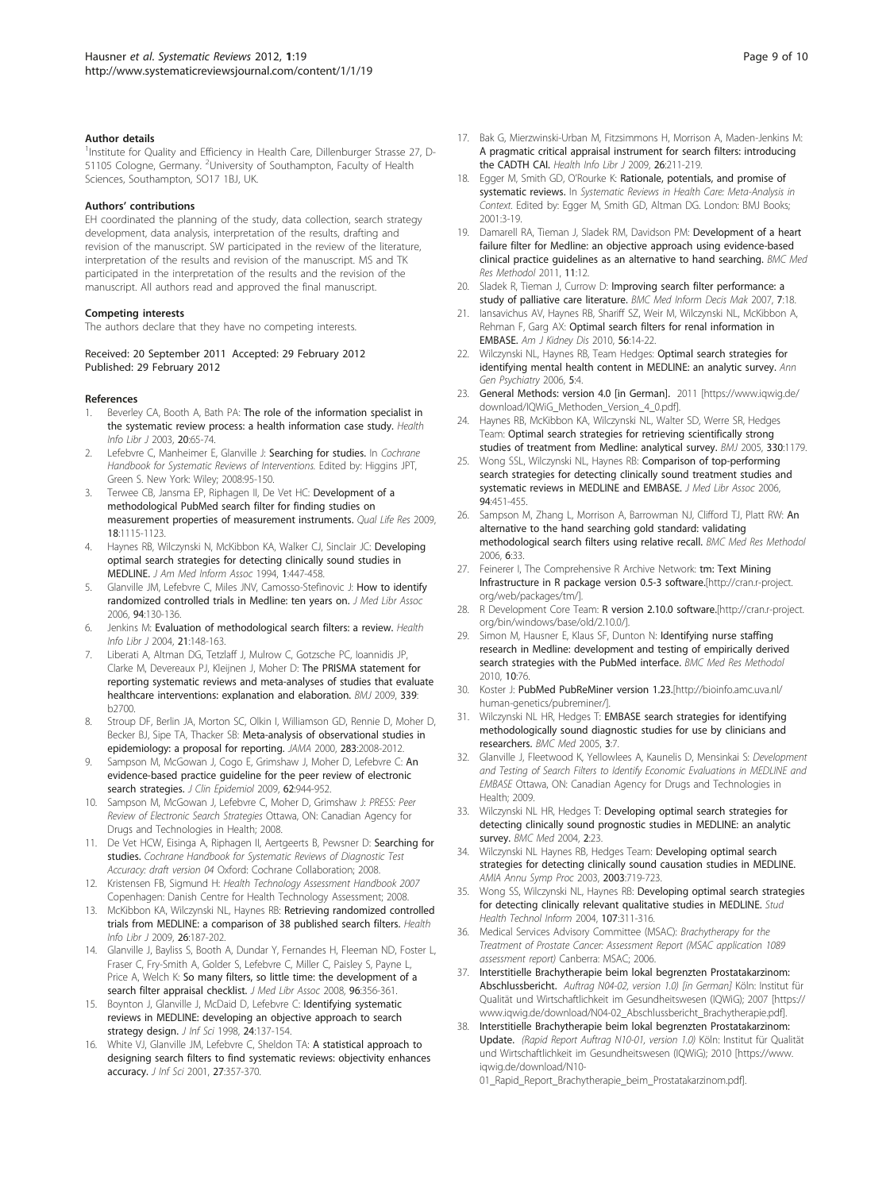### Author details

[1]Institute for Quality and Efficiency in Health Care, Dillenburger Strasse 27, D-51105 Cologne, Germany. [2]University of Southampton, Faculty of Health Sciences, Southampton, SO17 1BJ, UK.

### Authors' contributions

EH coordinated the planning of the study, data collection, search strategy development, data analysis, interpretation of the results, drafting and revision of the manuscript. SW participated in the review of the literature, interpretation of the results and revision of the manuscript. MS and TK participated in the interpretation of the results and the revision of the manuscript. All authors read and approved the final manuscript.

### Competing interests

The authors declare that they have no competing interests.

Received: 20 September 2011 Accepted: 29 February 2012
Published: 29 February 2012

### References

1. Beverley CA, Booth A, Bath PA: **The role of the information specialist in the systematic review process: a health information case study.** *Health Info Libr J* 2003, **20**:65-74.
2. Lefebvre C, Manheimer E, Glanville J: **Searching for studies.** In *Cochrane Handbook for Systematic Reviews of Interventions.* Edited by: Higgins JPT, Green S. New York: Wiley; 2008:95-150.
3. Terwee CB, Jansma EP, Riphagen II, De Vet HC: **Development of a methodological PubMed search filter for finding studies on measurement properties of measurement instruments.** *Qual Life Res* 2009, **18**:1115-1123.
4. Haynes RB, Wilczynski N, McKibbon KA, Walker CJ, Sinclair JC: **Developing optimal search strategies for detecting clinically sound studies in MEDLINE.** *J Am Med Inform Assoc* 1994, **1**:447-458.
5. Glanville JM, Lefebvre C, Miles JNV, Camosso-Stefinovic J: **How to identify randomized controlled trials in Medline: ten years on.** *J Med Libr Assoc* 2006, **94**:130-136.
6. Jenkins M: **Evaluation of methodological search filters: a review.** *Health Info Libr J* 2004, **21**:148-163.
7. Liberati A, Altman DG, Tetzlaff J, Mulrow C, Gotzsche PC, Ioannidis JP, Clarke M, Devereaux PJ, Kleijnen J, Moher D: **The PRISMA statement for reporting systematic reviews and meta-analyses of studies that evaluate healthcare interventions: explanation and elaboration.** *BMJ* 2009, **339**: b2700.
8. Stroup DF, Berlin JA, Morton SC, Olkin I, Williamson GD, Rennie D, Moher D, Becker BJ, Sipe TA, Thacker SB: **Meta-analysis of observational studies in epidemiology: a proposal for reporting.** *JAMA* 2000, **283**:2008-2012.
9. Sampson M, McGowan J, Cogo E, Grimshaw J, Moher D, Lefebvre C: **An evidence-based practice guideline for the peer review of electronic search strategies.** *J Clin Epidemiol* 2009, **62**:944-952.
10. Sampson M, McGowan J, Lefebvre C, Moher D, Grimshaw J: *PRESS: Peer Review of Electronic Search Strategies* Ottawa, ON: Canadian Agency for Drugs and Technologies in Health; 2008.
11. De Vet HCW, Eisinga A, Riphagen II, Aertgeerts B, Pewsner D: **Searching for studies.** *Cochrane Handbook for Systematic Reviews of Diagnostic Test Accuracy: draft version 04* Oxford: Cochrane Collaboration; 2008.
12. Kristensen FB, Sigmund H: *Health Technology Assessment Handbook 2007* Copenhagen: Danish Centre for Health Technology Assessment; 2008.
13. McKibbon KA, Wilczynski NL, Haynes RB: **Retrieving randomized controlled trials from MEDLINE: a comparison of 38 published search filters.** *Health Info Libr J* 2009, **26**:187-202.
14. Glanville J, Bayliss S, Booth A, Dundar Y, Fernandes H, Fleeman ND, Foster L, Fraser C, Fry-Smith A, Golder S, Lefebvre C, Miller C, Paisley S, Payne L, Price A, Welch K: **So many filters, so little time: the development of a search filter appraisal checklist.** *J Med Libr Assoc* 2008, **96**:356-361.
15. Boynton J, Glanville J, McDaid D, Lefebvre C: **Identifying systematic reviews in MEDLINE: developing an objective approach to search strategy design.** *J Inf Sci* 1998, **24**:137-154.
16. White VJ, Glanville JM, Lefebvre C, Sheldon TA: **A statistical approach to designing search filters to find systematic reviews: objectivity enhances accuracy.** *J Inf Sci* 2001, **27**:357-370.
17. Bak G, Mierzwinski-Urban M, Fitzsimmons H, Morrison A, Maden-Jenkins M: **A pragmatic critical appraisal instrument for search filters: introducing the CADTH CAI.** *Health Info Libr J* 2009, **26**:211-219.
18. Egger M, Smith GD, O'Rourke K: **Rationale, potentials, and promise of systematic reviews.** In *Systematic Reviews in Health Care: Meta-Analysis in Context.* Edited by: Egger M, Smith GD, Altman DG. London: BMJ Books; 2001:3-19.
19. Damarell RA, Tieman J, Sladek RM, Davidson PM: **Development of a heart failure filter for Medline: an objective approach using evidence-based clinical practice guidelines as an alternative to hand searching.** *BMC Med Res Methodol* 2011, **11**:12.
20. Sladek R, Tieman J, Currow D: **Improving search filter performance: a study of palliative care literature.** *BMC Med Inform Decis Mak* 2007, **7**:18.
21. Iansavichus AV, Haynes RB, Shariff SZ, Weir M, Wilczynski NL, McKibbon A, Rehman F, Garg AX: **Optimal search filters for renal information in EMBASE.** *Am J Kidney Dis* 2010, **56**:14-22.
22. Wilczynski NL, Haynes RB, Team Hedges: **Optimal search strategies for identifying mental health content in MEDLINE: an analytic survey.** *Ann Gen Psychiatry* 2006, **5**:4.
23. **General Methods: version 4.0 [in German].** 2011 [https://www.iqwig.de/download/IQWiG_Methoden_Version_4_0.pdf].
24. Haynes RB, McKibbon KA, Wilczynski NL, Walter SD, Werre SR, Hedges Team: **Optimal search strategies for retrieving scientifically strong studies of treatment from Medline: analytical survey.** *BMJ* 2005, **330**:1179.
25. Wong SSL, Wilczynski NL, Haynes RB: **Comparison of top-performing search strategies for detecting clinically sound treatment studies and systematic reviews in MEDLINE and EMBASE.** *J Med Libr Assoc* 2006, **94**:451-455.
26. Sampson M, Zhang L, Morrison A, Barrowman NJ, Clifford TJ, Platt RW: **An alternative to the hand searching gold standard: validating methodological search filters using relative recall.** *BMC Med Res Methodol* 2006, **6**:33.
27. Feinerer I, The Comprehensive R Archive Network: **tm: Text Mining Infrastructure in R package version 0.5-3 software.**[http://cran.r-project.org/web/packages/tm/].
28. R Development Core Team: **R version 2.10.0 software.**[http://cran.r-project.org/bin/windows/base/old/2.10.0/].
29. Simon M, Hausner E, Klaus SF, Dunton N: **Identifying nurse staffing research in Medline: development and testing of empirically derived search strategies with the PubMed interface.** *BMC Med Res Methodol* 2010, **10**:76.
30. Koster J: **PubMed PubReMiner version 1.23.**[http://bioinfo.amc.uva.nl/human-genetics/pubreminer/].
31. Wilczynski NL HR, Hedges T: **EMBASE search strategies for identifying methodologically sound diagnostic studies for use by clinicians and researchers.** *BMC Med* 2005, **3**:7.
32. Glanville J, Fleetwood K, Yellowlees A, Kaunelis D, Mensinkai S: *Development and Testing of Search Filters to Identify Economic Evaluations in MEDLINE and EMBASE* Ottawa, ON: Canadian Agency for Drugs and Technologies in Health; 2009.
33. Wilczynski NL HR, Hedges T: **Developing optimal search strategies for detecting clinically sound prognostic studies in MEDLINE: an analytic survey.** *BMC Med* 2004, **2**:23.
34. Wilczynski NL Haynes RB, Hedges Team: **Developing optimal search strategies for detecting clinically sound causation studies in MEDLINE.** *AMIA Annu Symp Proc* 2003, **2003**:719-723.
35. Wong SS, Wilczynski NL, Haynes RB: **Developing optimal search strategies for detecting clinically relevant qualitative studies in MEDLINE.** *Stud Health Technol Inform* 2004, **107**:311-316.
36. Medical Services Advisory Committee (MSAC): *Brachytherapy for the Treatment of Prostate Cancer: Assessment Report (MSAC application 1089 assessment report)* Canberra: MSAC; 2006.
37. **Interstitielle Brachytherapie beim lokal begrenzten Prostatakarzinom: Abschlussbericht.** *Auftrag N04-02, version 1.0) [in German]* Köln: Institut für Qualität und Wirtschaftlichkeit im Gesundheitswesen (IQWiG); 2007 [https://www.iqwig.de/download/N04-02_Abschlussbericht_Brachytherapie.pdf].
38. **Interstitielle Brachytherapie beim lokal begrenzten Prostatakarzinom: Update.** *(Rapid Report Auftrag N10-01, version 1.0)* Köln: Institut für Qualität und Wirtschaftlichkeit im Gesundheitswesen (IQWiG); 2010 [https://www.iqwig.de/download/N10-01_Rapid_Report_Brachytherapie_beim_Prostatakarzinom.pdf].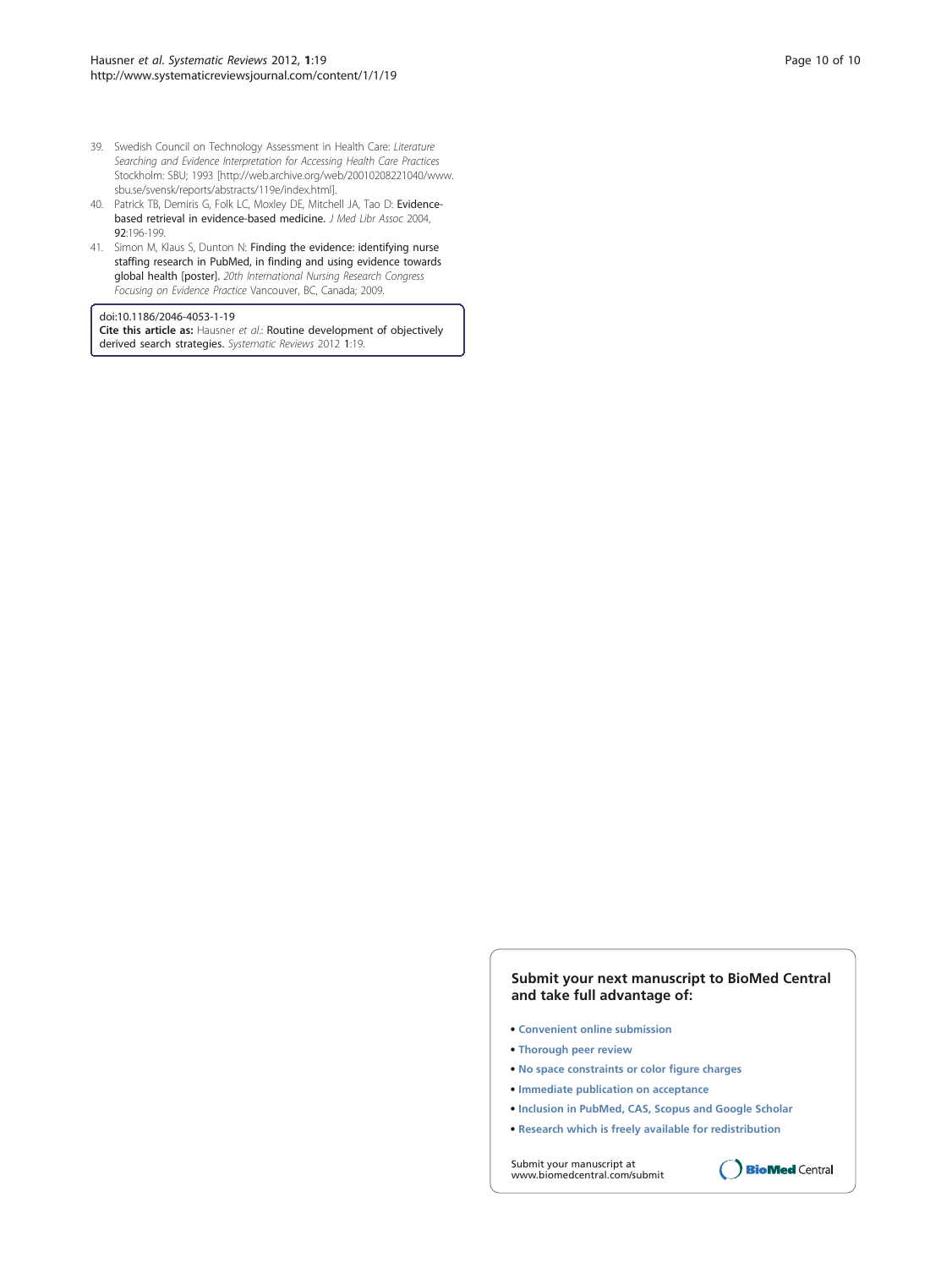39. Swedish Council on Technology Assessment in Health Care: *Literature Searching and Evidence Interpretation for Accessing Health Care Practices* Stockholm: SBU; 1993 [http://web.archive.org/web/20010208221040/www.sbu.se/svensk/reports/abstracts/119e/index.html].
40. Patrick TB, Demiris G, Folk LC, Moxley DE, Mitchell JA, Tao D: **Evidence-based retrieval in evidence-based medicine.** *J Med Libr Assoc* 2004, **92**:196-199.
41. Simon M, Klaus S, Dunton N: **Finding the evidence: identifying nurse staffing research in PubMed, in finding and using evidence towards global health [poster].** *20th International Nursing Research Congress Focusing on Evidence Practice* Vancouver, BC, Canada; 2009.

doi:10.1186/2046-4053-1-19
**Cite this article as:** Hausner *et al.*: Routine development of objectively derived search strategies. *Systematic Reviews* 2012 **1**:19.

**Submit your next manuscript to BioMed Central and take full advantage of:**

- **Convenient online submission**
- **Thorough peer review**
- **No space constraints or color figure charges**
- **Immediate publication on acceptance**
- **Inclusion in PubMed, CAS, Scopus and Google Scholar**
- **Research which is freely available for redistribution**

Submit your manuscript at
www.biomedcentral.com/submit

BioMed Central